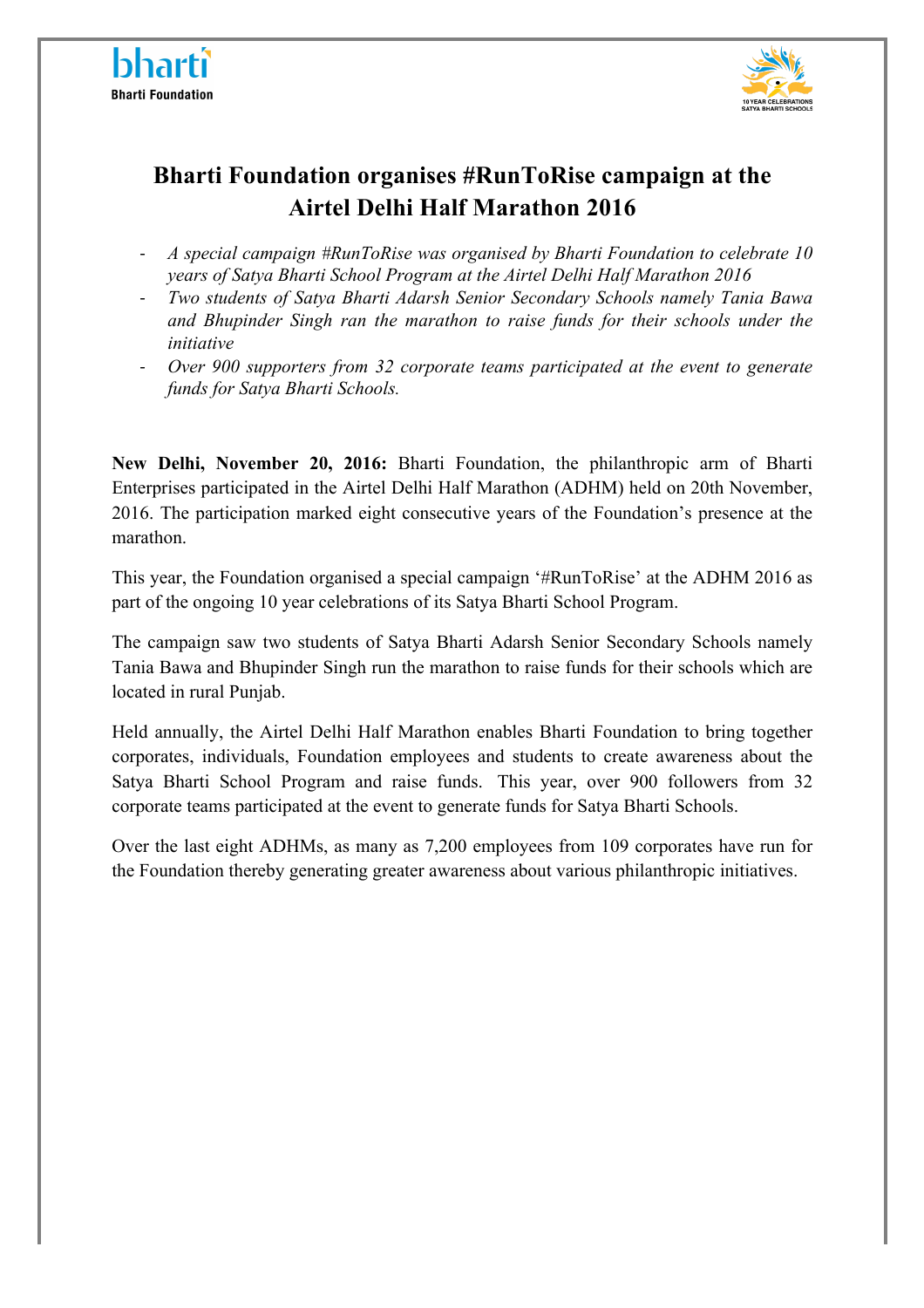# Bharti Foundation organises #RunToRise campaign at the Airtel Delhi Half Marathon 2016

- *A special campaign #RunToRise was organised by Bharti Foundation to celebrate 10 years of Satya Bharti School Program at the Airtel Delhi Half Marathon 2016*
- *Two students of Satya Bharti Adarsh Senior Secondary Schools namely Tania Bawa and Bhupinder Singh ran the marathon to raise funds for their schools under the initiative*
- *Over 900 supporters from 32 corporate teams participated at the event to generate funds for Satya Bharti Schools.*

**New Delhi, November 20, 2016:** Bharti Foundation, the philanthropic arm of Bharti Enterprises participated in the Airtel Delhi Half Marathon (ADHM) held on 20th November, 2016. The participation marked eight consecutive years of the Foundation's presence at the marathon.

This year, the Foundation organised a special campaign '#RunToRise' at the ADHM 2016 as part of the ongoing 10 year celebrations of its Satya Bharti School Program.

The campaign saw two students of Satya Bharti Adarsh Senior Secondary Schools namely Tania Bawa and Bhupinder Singh run the marathon to raise funds for their schools which are located in rural Punjab.

Held annually, the Airtel Delhi Half Marathon enables Bharti Foundation to bring together corporates, individuals, Foundation employees and students to create awareness about the Satya Bharti School Program and raise funds. This year, over 900 followers from 32 corporate teams participated at the event to generate funds for Satya Bharti Schools.

Over the last eight ADHMs, as many as 7,200 employees from 109 corporates have run for the Foundation thereby generating greater awareness about various philanthropic initiatives.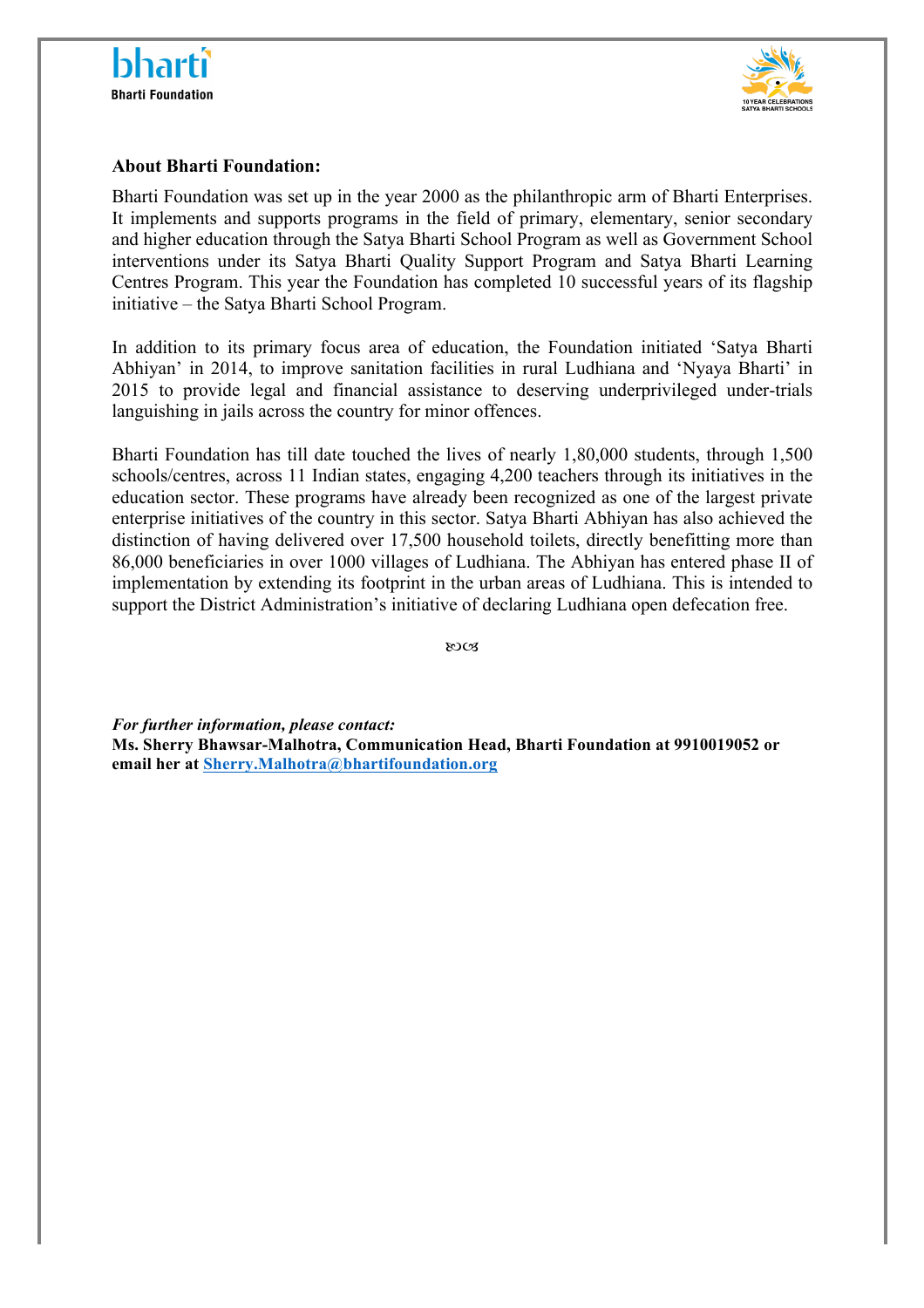**About Bharti Foundation:**

Bharti Foundation was set up in the year 2000 as the philanthropic arm of Bharti Enterprises. It implements and supports programs in the field of primary, elementary, senior secondary and higher education through the Satya Bharti School Program as well as Government School interventions under its Satya Bharti Quality Support Program and Satya Bharti Learning Centres Program. This year the Foundation has completed 10 successful years of its flagship initiative – the Satya Bharti School Program.

In addition to its primary focus area of education, the Foundation initiated 'Satya Bharti Abhiyan' in 2014, to improve sanitation facilities in rural Ludhiana and 'Nyaya Bharti' in 2015 to provide legal and financial assistance to deserving underprivileged under-trials languishing in jails across the country for minor offences.

Bharti Foundation has till date touched the lives of nearly 1,80,000 students, through 1,500 schools/centres, across 11 Indian states, engaging 4,200 teachers through its initiatives in the education sector. These programs have already been recognized as one of the largest private enterprise initiatives of the country in this sector. Satya Bharti Abhiyan has also achieved the distinction of having delivered over 17,500 household toilets, directly benefitting more than 86,000 beneficiaries in over 1000 villages of Ludhiana. The Abhiyan has entered phase II of implementation by extending its footprint in the urban areas of Ludhiana. This is intended to support the District Administration's initiative of declaring Ludhiana open defecation free.

*For further information, please contact:*
**Ms. Sherry Bhawsar-Malhotra, Communication Head, Bharti Foundation at 9910019052 or email her at Sherry.Malhotra@bhartifoundation.org**